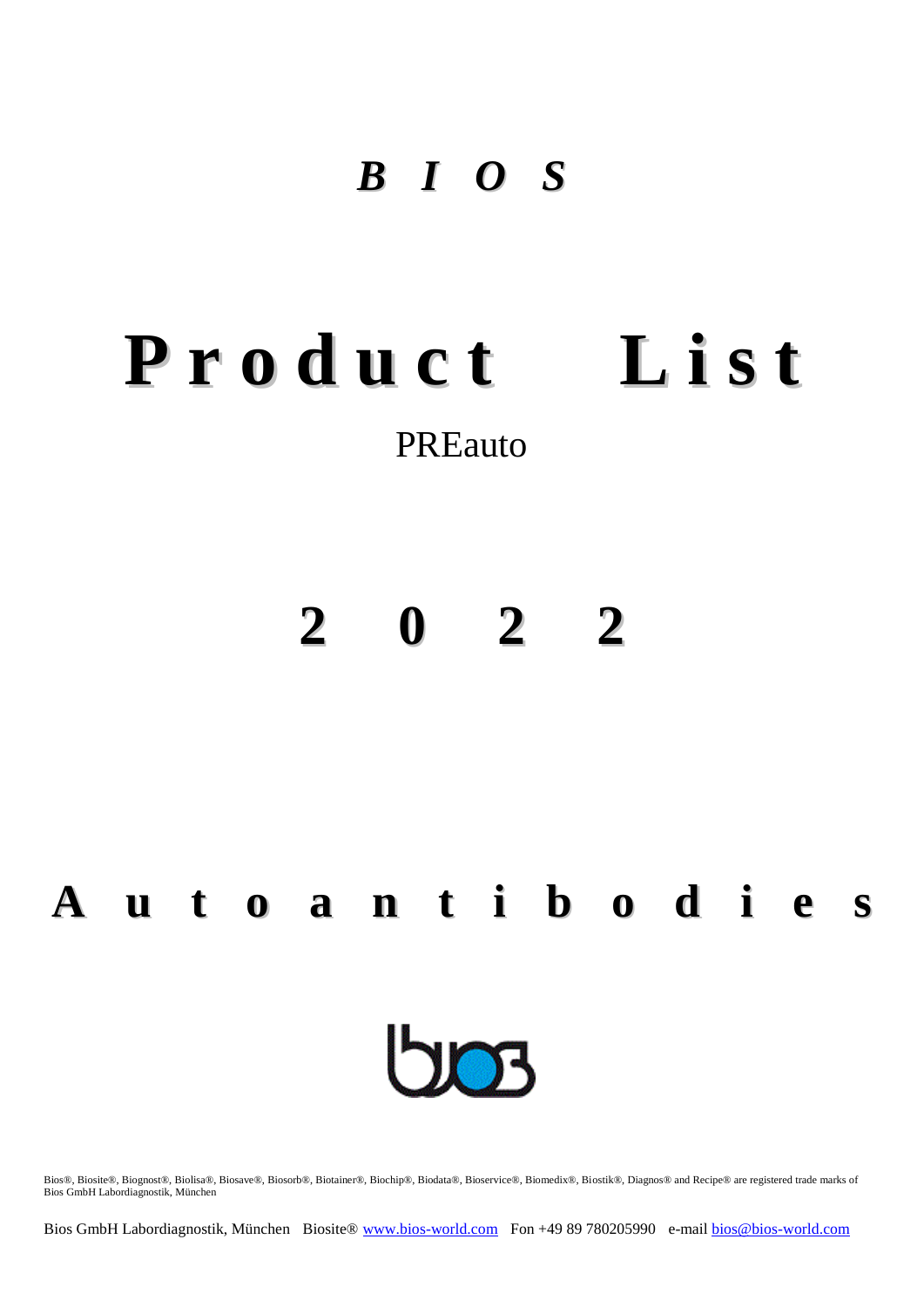# *BIOS*

# Product List

PREauto

# 2022

# Autoantibodies

Bios®, Biosite®, Biognost®, Biolisa®, Biosave®, Biosorb®, Biotainer®, Biochip®, Biodata®, Bioservice®, Biomedix®, Biostik®, Diagnos® and Recipe® are registered trade marks of Bios GmbH Labordiagnostik, München

Bios GmbH Labordiagnostik, München Biosite® www.bios-world.com Fon +49 89 780205990 e-mail bios@bios-world.com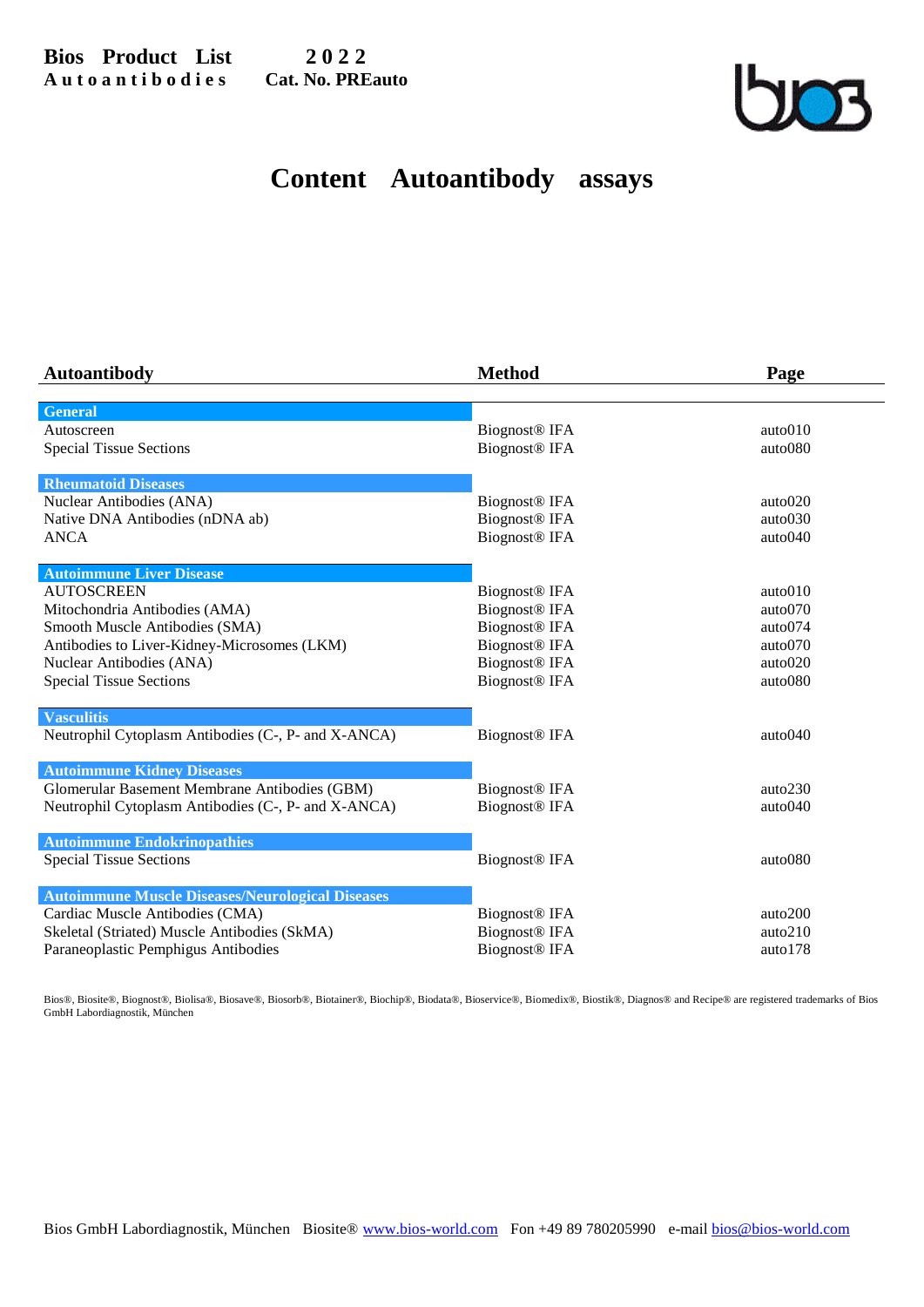**Bios Product List 2022**
**Autoantibodies Cat. No. PREauto**

# Content Autoantibody assays

| Autoantibody | Method | Page |
| --- | --- | --- |
| **General** | | |
| Autoscreen | Biognost® IFA | auto010 |
| Special Tissue Sections | Biognost® IFA | auto080 |
| **Rheumatoid Diseases** | | |
| Nuclear Antibodies (ANA) | Biognost® IFA | auto020 |
| Native DNA Antibodies (nDNA ab) | Biognost® IFA | auto030 |
| ANCA | Biognost® IFA | auto040 |
| **Autoimmune Liver Disease** | | |
| AUTOSCREEN | Biognost® IFA | auto010 |
| Mitochondria Antibodies (AMA) | Biognost® IFA | auto070 |
| Smooth Muscle Antibodies (SMA) | Biognost® IFA | auto074 |
| Antibodies to Liver-Kidney-Microsomes (LKM) | Biognost® IFA | auto070 |
| Nuclear Antibodies (ANA) | Biognost® IFA | auto020 |
| Special Tissue Sections | Biognost® IFA | auto080 |
| **Vasculitis** | | |
| Neutrophil Cytoplasm Antibodies (C-, P- and X-ANCA) | Biognost® IFA | auto040 |
| **Autoimmune Kidney Diseases** | | |
| Glomerular Basement Membrane Antibodies (GBM) | Biognost® IFA | auto230 |
| Neutrophil Cytoplasm Antibodies (C-, P- and X-ANCA) | Biognost® IFA | auto040 |
| **Autoimmune Endokrinopathies** | | |
| Special Tissue Sections | Biognost® IFA | auto080 |
| **Autoimmune Muscle Diseases/Neurological Diseases** | | |
| Cardiac Muscle Antibodies (CMA) | Biognost® IFA | auto200 |
| Skeletal (Striated) Muscle Antibodies (SkMA) | Biognost® IFA | auto210 |
| Paraneoplastic Pemphigus Antibodies | Biognost® IFA | auto178 |

Bios®, Biosite®, Biognost®, Biolisa®, Biosave®, Biosorb®, Biotainer®, Biochip®, Biodata®, Bioservice®, Biomedix®, Biostik®, Diagnos® and Recipe® are registered trademarks of Bios GmbH Labordiagnostik, München

Bios GmbH Labordiagnostik, München Biosite® www.bios-world.com Fon +49 89 780205990 e-mail bios@bios-world.com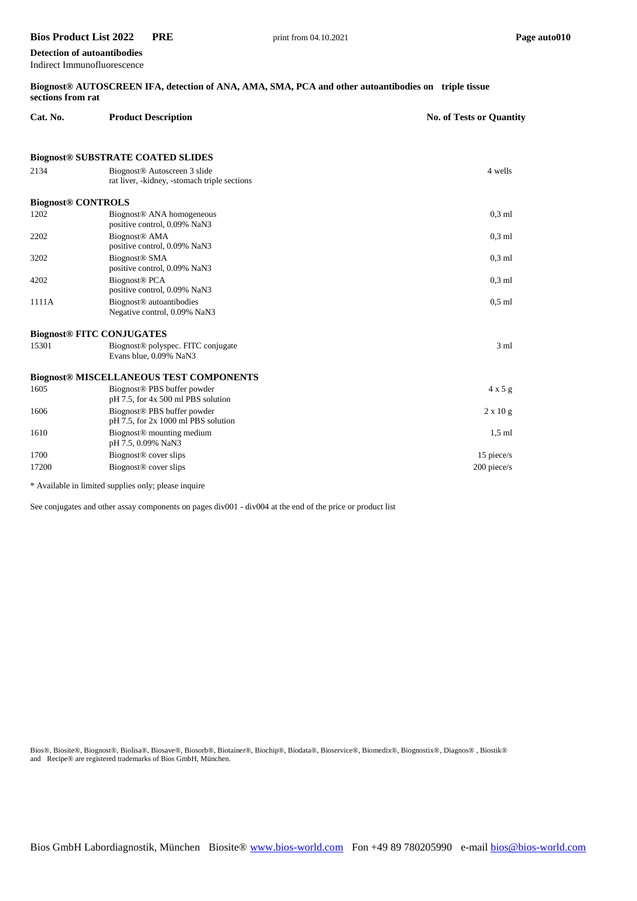**Detection of autoantibodies**
Indirect Immunofluorescence

**Biognost® AUTOSCREEN IFA, detection of ANA, AMA, SMA, PCA and other autoantibodies on triple tissue sections from rat**

| Cat. No. | Product Description | No. of Tests or Quantity |
|---|---|---|
| **Biognost® SUBSTRATE COATED SLIDES** | | |
| 2134 | Biognost® Autoscreen 3 slide<br>rat liver, -kidney, -stomach triple sections | 4 wells |
| **Biognost® CONTROLS** | | |
| 1202 | Biognost® ANA homogeneous<br>positive control, 0.09% NaN3 | 0,3 ml |
| 2202 | Biognost® AMA<br>positive control, 0.09% NaN3 | 0,3 ml |
| 3202 | Biognost® SMA<br>positive control, 0.09% NaN3 | 0,3 ml |
| 4202 | Biognost® PCA<br>positive control, 0.09% NaN3 | 0,3 ml |
| 1111A | Biognost® autoantibodies<br>Negative control, 0.09% NaN3 | 0,5 ml |
| **Biognost® FITC CONJUGATES** | | |
| 15301 | Biognost® polyspec. FITC conjugate<br>Evans blue, 0.09% NaN3 | 3 ml |
| **Biognost® MISCELLANEOUS TEST COMPONENTS** | | |
| 1605 | Biognost® PBS buffer powder<br>pH 7.5, for 4x 500 ml PBS solution | 4 x 5 g |
| 1606 | Biognost® PBS buffer powder<br>pH 7.5, for 2x 1000 ml PBS solution | 2 x 10 g |
| 1610 | Biognost® mounting medium<br>pH 7.5, 0.09% NaN3 | 1,5 ml |
| 1700 | Biognost® cover slips | 15 piece/s |
| 17200 | Biognost® cover slips | 200 piece/s |

* Available in limited supplies only; please inquire

See conjugates and other assay components on pages div001 - div004 at the end of the price or product list

Bios®, Biosite®, Biognost®, Biolisa®, Biosave®, Biosorb®, Biotainer®, Biochip®, Biodata®, Bioservice®, Biomedix®, Biognostix®, Diagnos® , Biostik® and Recipe® are registered trademarks of Bios GmbH, München.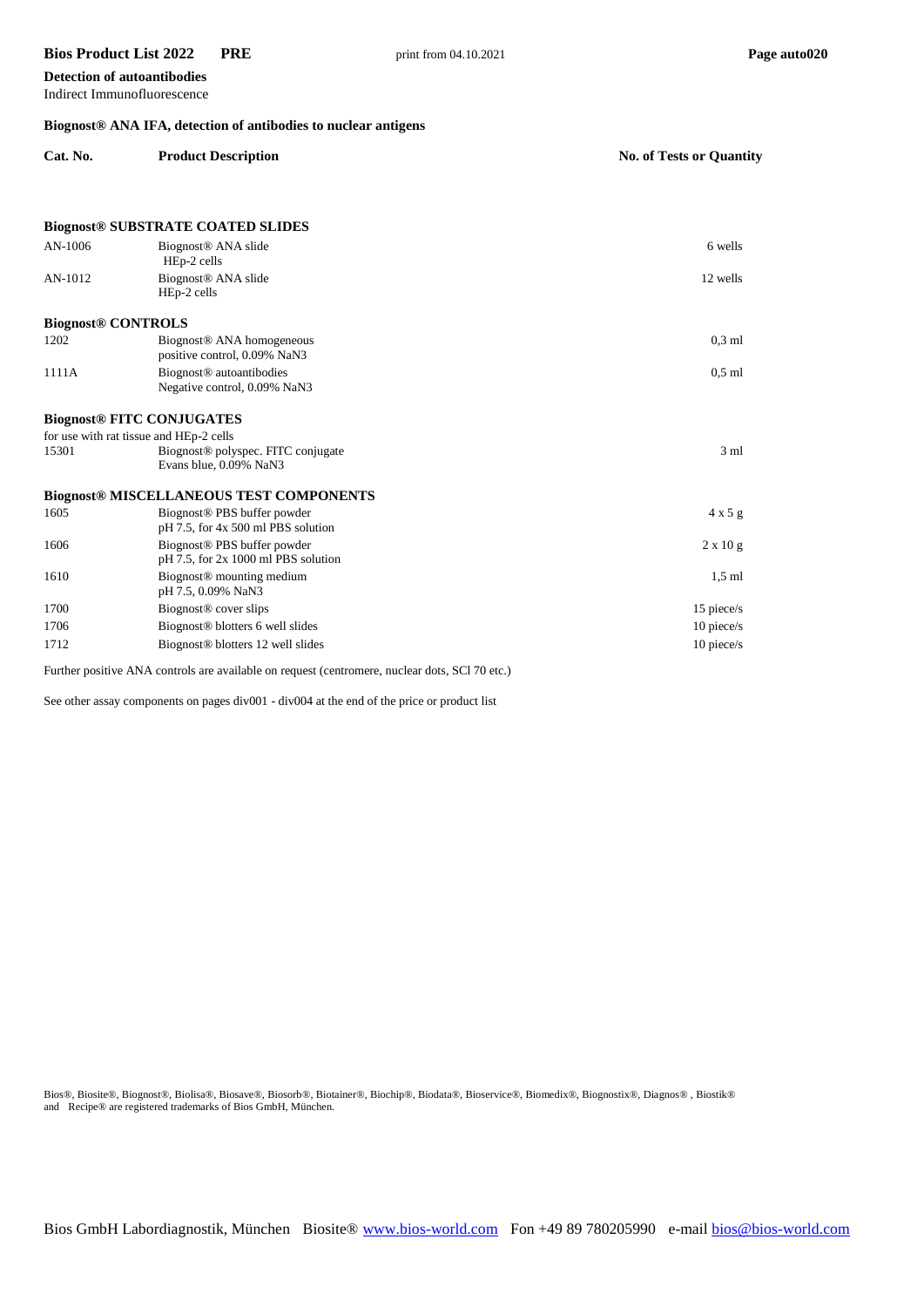**Detection of autoantibodies**
Indirect Immunofluorescence

## Biognost® ANA IFA, detection of antibodies to nuclear antigens

| Cat. No. | Product Description | No. of Tests or Quantity |
|---|---|---|
| **Biognost® SUBSTRATE COATED SLIDES** | | |
| AN-1006 | Biognost® ANA slide<br>HEp-2 cells | 6 wells |
| AN-1012 | Biognost® ANA slide<br>HEp-2 cells | 12 wells |
| **Biognost® CONTROLS** | | |
| 1202 | Biognost® ANA homogeneous<br>positive control, 0.09% NaN3 | 0,3 ml |
| 1111A | Biognost® autoantibodies<br>Negative control, 0.09% NaN3 | 0,5 ml |
| **Biognost® FITC CONJUGATES** | | |
| for use with rat tissue and HEp-2 cells | | |
| 15301 | Biognost® polyspec. FITC conjugate<br>Evans blue, 0.09% NaN3 | 3 ml |
| **Biognost® MISCELLANEOUS TEST COMPONENTS** | | |
| 1605 | Biognost® PBS buffer powder<br>pH 7.5, for 4x 500 ml PBS solution | 4 x 5 g |
| 1606 | Biognost® PBS buffer powder<br>pH 7.5, for 2x 1000 ml PBS solution | 2 x 10 g |
| 1610 | Biognost® mounting medium<br>pH 7.5, 0.09% NaN3 | 1,5 ml |
| 1700 | Biognost® cover slips | 15 piece/s |
| 1706 | Biognost® blotters 6 well slides | 10 piece/s |
| 1712 | Biognost® blotters 12 well slides | 10 piece/s |

Further positive ANA controls are available on request (centromere, nuclear dots, SCl 70 etc.)

See other assay components on pages div001 - div004 at the end of the price or product list

Bios®, Biosite®, Biognost®, Biolisa®, Biosave®, Biosorb®, Biotainer®, Biochip®, Biodata®, Bioservice®, Biomedix®, Biognostix®, Diagnos®, Biostik® and Recipe® are registered trademarks of Bios GmbH, München.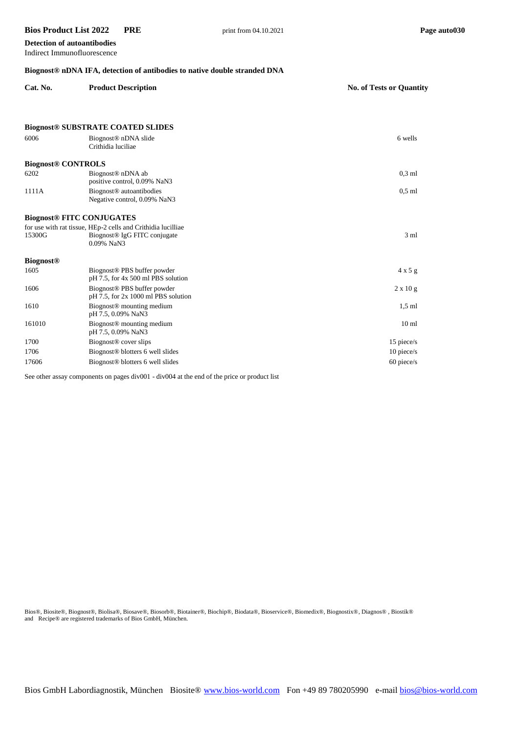**Detection of autoantibodies**
Indirect Immunofluorescence

### Biognost® nDNA IFA, detection of antibodies to native double stranded DNA

| Cat. No. | Product Description | No. of Tests or Quantity |
|---|---|---|
| **Biognost® SUBSTRATE COATED SLIDES** | | |
| 6006 | Biognost® nDNA slide<br>Crithidia luciliae | 6 wells |
| **Biognost® CONTROLS** | | |
| 6202 | Biognost® nDNA ab<br>positive control, 0.09% NaN3 | 0,3 ml |
| 1111A | Biognost® autoantibodies<br>Negative control, 0.09% NaN3 | 0,5 ml |
| **Biognost® FITC CONJUGATES** | | |
| for use with rat tissue, HEp-2 cells and Crithidia lucilliae | | |
| 15300G | Biognost® IgG FITC conjugate<br>0.09% NaN3 | 3 ml |
| **Biognost®** | | |
| 1605 | Biognost® PBS buffer powder<br>pH 7.5, for 4x 500 ml PBS solution | 4 x 5 g |
| 1606 | Biognost® PBS buffer powder<br>pH 7.5, for 2x 1000 ml PBS solution | 2 x 10 g |
| 1610 | Biognost® mounting medium<br>pH 7.5, 0.09% NaN3 | 1,5 ml |
| 161010 | Biognost® mounting medium<br>pH 7.5, 0.09% NaN3 | 10 ml |
| 1700 | Biognost® cover slips | 15 piece/s |
| 1706 | Biognost® blotters 6 well slides | 10 piece/s |
| 17606 | Biognost® blotters 6 well slides | 60 piece/s |

See other assay components on pages div001 - div004 at the end of the price or product list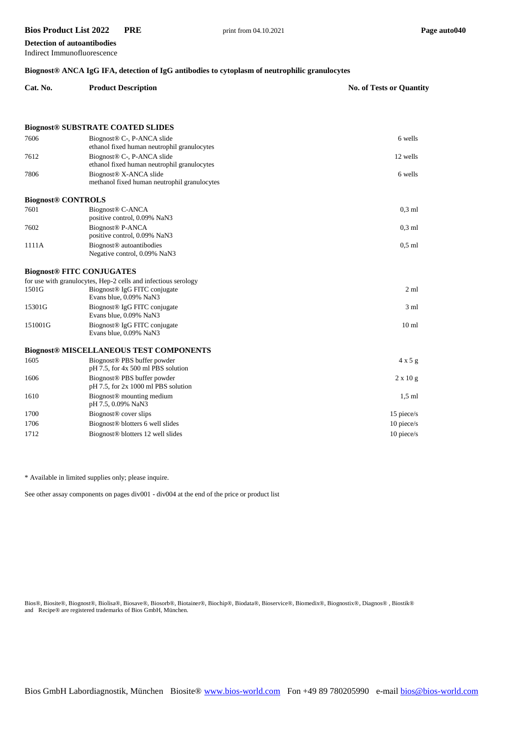**Detection of autoantibodies**
Indirect Immunofluorescence

## Biognost® ANCA IgG IFA, detection of IgG antibodies to cytoplasm of neutrophilic granulocytes

| Cat. No. | Product Description | No. of Tests or Quantity |
|---|---|---|
| **Biognost® SUBSTRATE COATED SLIDES** | | |
| 7606 | Biognost® C-, P-ANCA slide<br>ethanol fixed human neutrophil granulocytes | 6 wells |
| 7612 | Biognost® C-, P-ANCA slide<br>ethanol fixed human neutrophil granulocytes | 12 wells |
| 7806 | Biognost® X-ANCA slide<br>methanol fixed human neutrophil granulocytes | 6 wells |
| **Biognost® CONTROLS** | | |
| 7601 | Biognost® C-ANCA<br>positive control, 0.09% NaN3 | 0,3 ml |
| 7602 | Biognost® P-ANCA<br>positive control, 0.09% NaN3 | 0,3 ml |
| 1111A | Biognost® autoantibodies<br>Negative control, 0.09% NaN3 | 0,5 ml |
| **Biognost® FITC CONJUGATES** | | |
| for use with granulocytes, Hep-2 cells and infectious serology | | |
| 1501G | Biognost® IgG FITC conjugate<br>Evans blue, 0.09% NaN3 | 2 ml |
| 15301G | Biognost® IgG FITC conjugate<br>Evans blue, 0.09% NaN3 | 3 ml |
| 151001G | Biognost® IgG FITC conjugate<br>Evans blue, 0.09% NaN3 | 10 ml |
| **Biognost® MISCELLANEOUS TEST COMPONENTS** | | |
| 1605 | Biognost® PBS buffer powder<br>pH 7.5, for 4x 500 ml PBS solution | 4 x 5 g |
| 1606 | Biognost® PBS buffer powder<br>pH 7.5, for 2x 1000 ml PBS solution | 2 x 10 g |
| 1610 | Biognost® mounting medium<br>pH 7.5, 0.09% NaN3 | 1,5 ml |
| 1700 | Biognost® cover slips | 15 piece/s |
| 1706 | Biognost® blotters 6 well slides | 10 piece/s |
| 1712 | Biognost® blotters 12 well slides | 10 piece/s |

* Available in limited supplies only; please inquire.

See other assay components on pages div001 - div004 at the end of the price or product list

Bios®, Biosite®, Biognost®, Biolisa®, Biosave®, Biosorb®, Biotainer®, Biochip®, Biodata®, Bioservice®, Biomedix®, Biognostix®, Diagnos® , Biostik® and Recipe® are registered trademarks of Bios GmbH, München.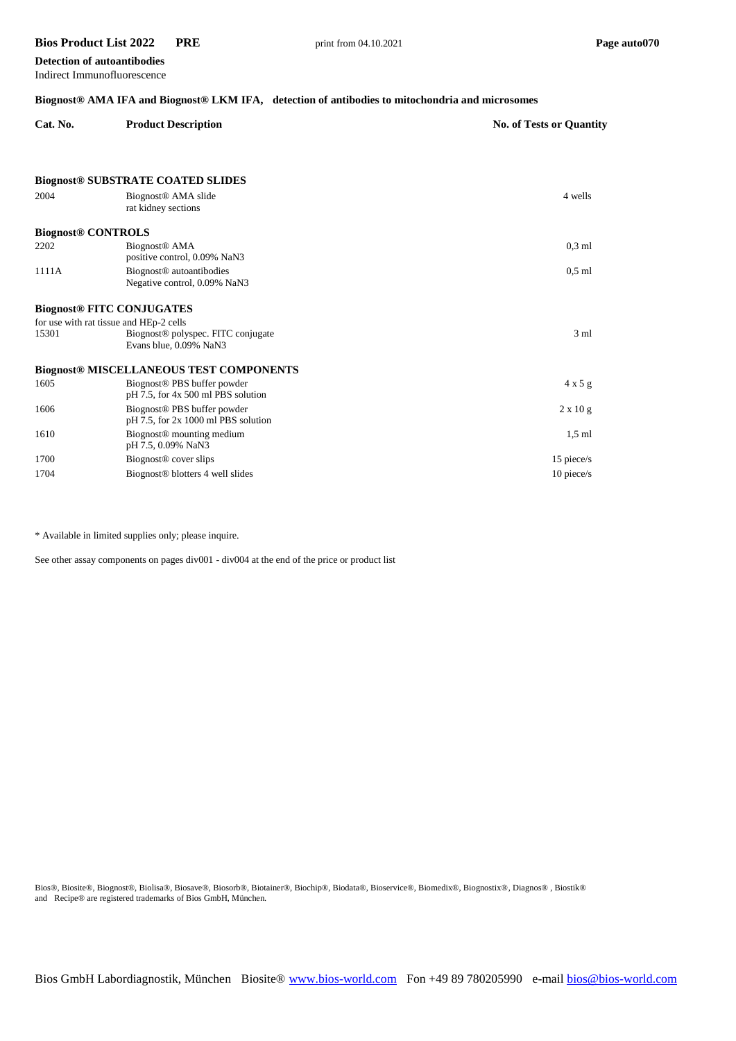**Detection of autoantibodies**
Indirect Immunofluorescence

**Biognost® AMA IFA and Biognost® LKM IFA, detection of antibodies to mitochondria and microsomes**

| Cat. No. | Product Description | No. of Tests or Quantity |
|---|---|---|
| **Biognost® SUBSTRATE COATED SLIDES** | | |
| 2004 | Biognost® AMA slide<br>rat kidney sections | 4 wells |
| **Biognost® CONTROLS** | | |
| 2202 | Biognost® AMA<br>positive control, 0.09% NaN3 | 0,3 ml |
| 1111A | Biognost® autoantibodies<br>Negative control, 0.09% NaN3 | 0,5 ml |
| **Biognost® FITC CONJUGATES** | | |
| for use with rat tissue and HEp-2 cells | | |
| 15301 | Biognost® polyspec. FITC conjugate<br>Evans blue, 0.09% NaN3 | 3 ml |
| **Biognost® MISCELLANEOUS TEST COMPONENTS** | | |
| 1605 | Biognost® PBS buffer powder<br>pH 7.5, for 4x 500 ml PBS solution | 4 x 5 g |
| 1606 | Biognost® PBS buffer powder<br>pH 7.5, for 2x 1000 ml PBS solution | 2 x 10 g |
| 1610 | Biognost® mounting medium<br>pH 7.5, 0.09% NaN3 | 1,5 ml |
| 1700 | Biognost® cover slips | 15 piece/s |
| 1704 | Biognost® blotters 4 well slides | 10 piece/s |

* Available in limited supplies only; please inquire.

See other assay components on pages div001 - div004 at the end of the price or product list

Bios®, Biosite®, Biognost®, Biolisa®, Biosave®, Biosorb®, Biotainer®, Biochip®, Biodata®, Bioservice®, Biomedix®, Biognostix®, Diagnos® , Biostik® and Recipe® are registered trademarks of Bios GmbH, München.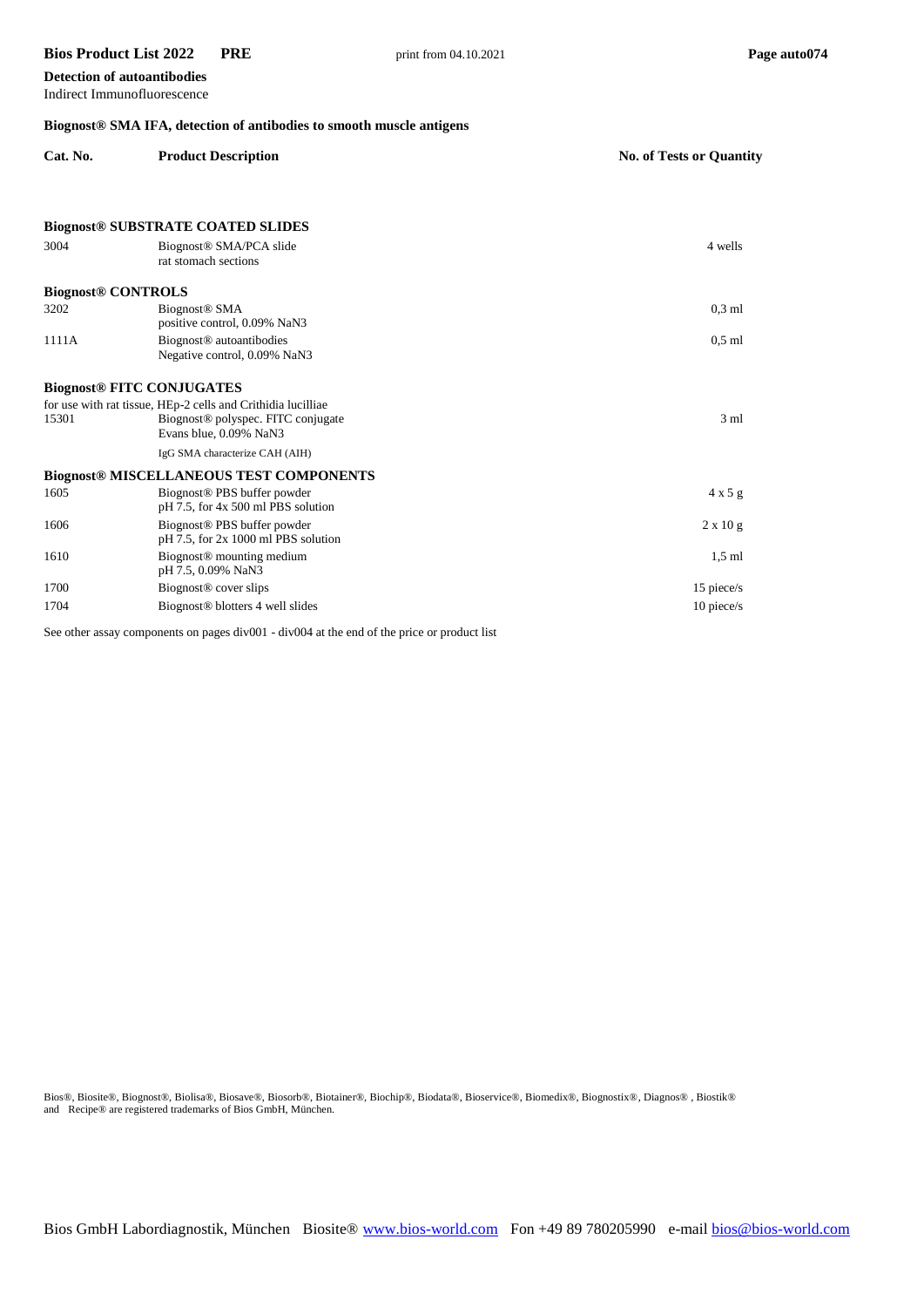**Detection of autoantibodies**
Indirect Immunofluorescence

### Biognost® SMA IFA, detection of antibodies to smooth muscle antigens

| Cat. No. | Product Description | No. of Tests or Quantity |
|---|---|---|
| **Biognost® SUBSTRATE COATED SLIDES** | | |
| 3004 | Biognost® SMA/PCA slide<br>rat stomach sections | 4 wells |
| **Biognost® CONTROLS** | | |
| 3202 | Biognost® SMA<br>positive control, 0.09% NaN3 | 0,3 ml |
| 1111A | Biognost® autoantibodies<br>Negative control, 0.09% NaN3 | 0,5 ml |
| **Biognost® FITC CONJUGATES** | | |
| for use with rat tissue, HEp-2 cells and Crithidia lucilliae | | |
| 15301 | Biognost® polyspec. FITC conjugate<br>Evans blue, 0.09% NaN3 | 3 ml |
| | IgG SMA characterize CAH (AIH) | |
| **Biognost® MISCELLANEOUS TEST COMPONENTS** | | |
| 1605 | Biognost® PBS buffer powder<br>pH 7.5, for 4x 500 ml PBS solution | 4 x 5 g |
| 1606 | Biognost® PBS buffer powder<br>pH 7.5, for 2x 1000 ml PBS solution | 2 x 10 g |
| 1610 | Biognost® mounting medium<br>pH 7.5, 0.09% NaN3 | 1,5 ml |
| 1700 | Biognost® cover slips | 15 piece/s |
| 1704 | Biognost® blotters 4 well slides | 10 piece/s |

See other assay components on pages div001 - div004 at the end of the price or product list

Bios®, Biosite®, Biognost®, Biolisa®, Biosave®, Biosorb®, Biotainer®, Biochip®, Biodata®, Bioservice®, Biomedix®, Biognostix®, Diagnos®, Biostik® and Recipe® are registered trademarks of Bios GmbH, München.

Bios GmbH Labordiagnostik, München Biosite® www.bios-world.com Fon +49 89 780205990 e-mail bios@bios-world.com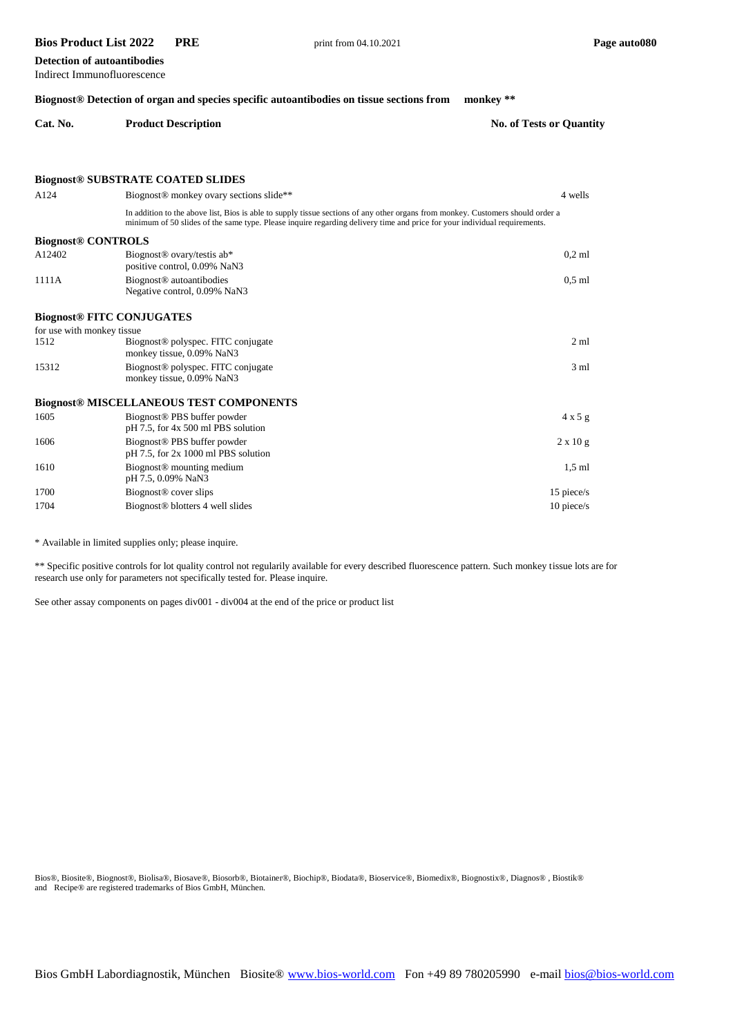**Detection of autoantibodies**
Indirect Immunofluorescence

**Biognost® Detection of organ and species specific autoantibodies on tissue sections from monkey \*\***

| Cat. No. | Product Description | No. of Tests or Quantity |
|---|---|---|
| **Biognost® SUBSTRATE COATED SLIDES** | | |
| A124 | Biognost® monkey ovary sections slide** | 4 wells |
| | In addition to the above list, Bios is able to supply tissue sections of any other organs from monkey. Customers should order a minimum of 50 slides of the same type. Please inquire regarding delivery time and price for your individual requirements. | |
| **Biognost® CONTROLS** | | |
| A12402 | Biognost® ovary/testis ab* positive control, 0.09% NaN3 | 0,2 ml |
| 1111A | Biognost® autoantibodies Negative control, 0.09% NaN3 | 0,5 ml |
| **Biognost® FITC CONJUGATES** | | |
| for use with monkey tissue | | |
| 1512 | Biognost® polyspec. FITC conjugate monkey tissue, 0.09% NaN3 | 2 ml |
| 15312 | Biognost® polyspec. FITC conjugate monkey tissue, 0.09% NaN3 | 3 ml |
| **Biognost® MISCELLANEOUS TEST COMPONENTS** | | |
| 1605 | Biognost® PBS buffer powder pH 7.5, for 4x 500 ml PBS solution | 4 x 5 g |
| 1606 | Biognost® PBS buffer powder pH 7.5, for 2x 1000 ml PBS solution | 2 x 10 g |
| 1610 | Biognost® mounting medium pH 7.5, 0.09% NaN3 | 1,5 ml |
| 1700 | Biognost® cover slips | 15 piece/s |
| 1704 | Biognost® blotters 4 well slides | 10 piece/s |

\* Available in limited supplies only; please inquire.

\*\* Specific positive controls for lot quality control not regularily available for every described fluorescence pattern. Such monkey tissue lots are for research use only for parameters not specifically tested for. Please inquire.

See other assay components on pages div001 - div004 at the end of the price or product list

Bios®, Biosite®, Biognost®, Biolisa®, Biosave®, Biosorb®, Biotainer®, Biochip®, Biodata®, Bioservice®, Biomedix®, Biognostix®, Diagnos® , Biostik® and Recipe® are registered trademarks of Bios GmbH, München.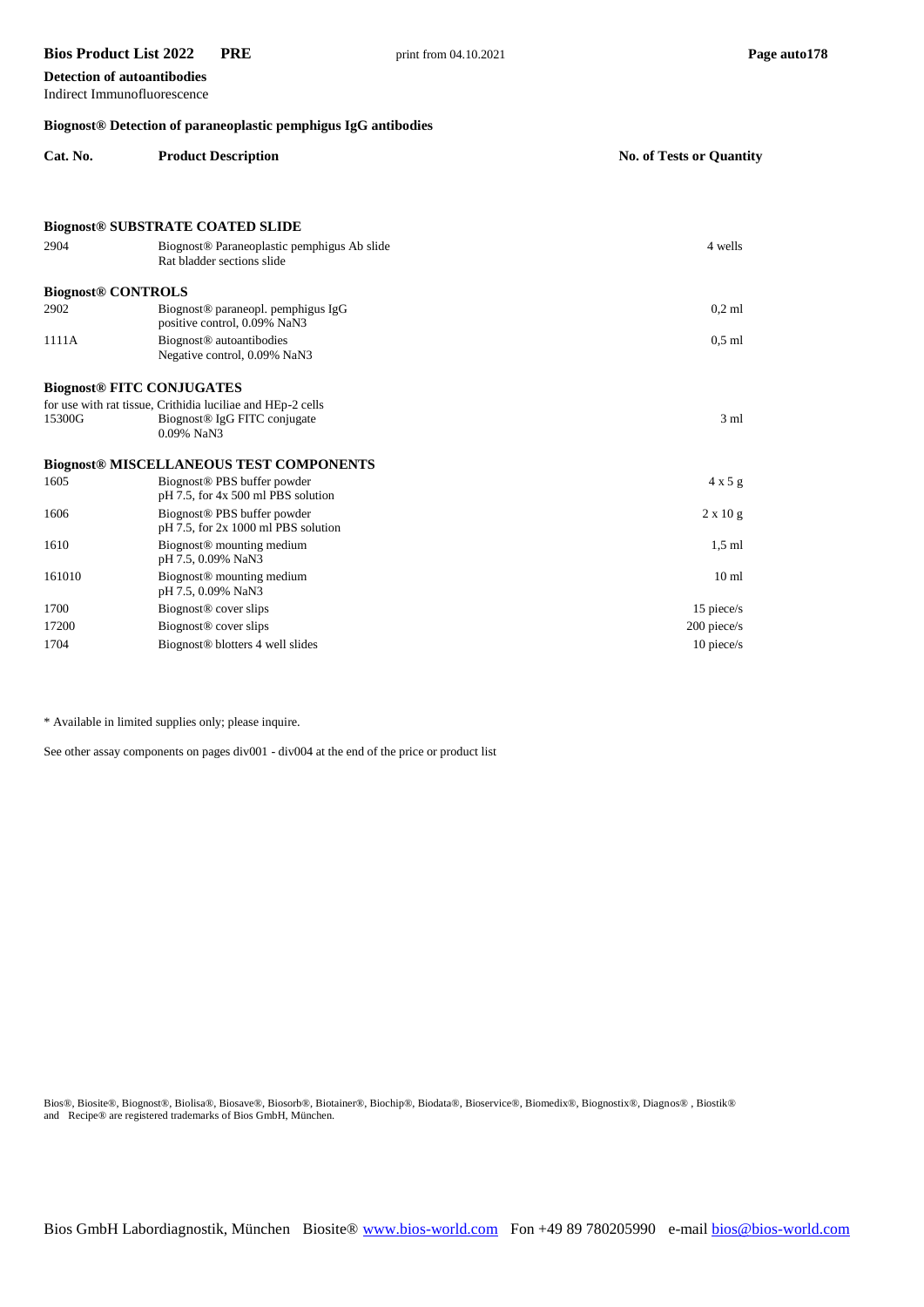**Detection of autoantibodies**
Indirect Immunofluorescence

## Biognost® Detection of paraneoplastic pemphigus IgG antibodies

| Cat. No. | Product Description | No. of Tests or Quantity |
|---|---|---|
| **Biognost® SUBSTRATE COATED SLIDE** | | |
| 2904 | Biognost® Paraneoplastic pemphigus Ab slide<br>Rat bladder sections slide | 4 wells |
| **Biognost® CONTROLS** | | |
| 2902 | Biognost® paraneopl. pemphigus IgG<br>positive control, 0.09% NaN3 | 0,2 ml |
| 1111A | Biognost® autoantibodies<br>Negative control, 0.09% NaN3 | 0,5 ml |
| **Biognost® FITC CONJUGATES** | | |
| | for use with rat tissue, Crithidia luciliae and HEp-2 cells | |
| 15300G | Biognost® IgG FITC conjugate<br>0.09% NaN3 | 3 ml |
| **Biognost® MISCELLANEOUS TEST COMPONENTS** | | |
| 1605 | Biognost® PBS buffer powder<br>pH 7.5, for 4x 500 ml PBS solution | 4 x 5 g |
| 1606 | Biognost® PBS buffer powder<br>pH 7.5, for 2x 1000 ml PBS solution | 2 x 10 g |
| 1610 | Biognost® mounting medium<br>pH 7.5, 0.09% NaN3 | 1,5 ml |
| 161010 | Biognost® mounting medium<br>pH 7.5, 0.09% NaN3 | 10 ml |
| 1700 | Biognost® cover slips | 15 piece/s |
| 17200 | Biognost® cover slips | 200 piece/s |
| 1704 | Biognost® blotters 4 well slides | 10 piece/s |

* Available in limited supplies only; please inquire.

See other assay components on pages div001 - div004 at the end of the price or product list

Bios®, Biosite®, Biognost®, Biolisa®, Biosave®, Biosorb®, Biotainer®, Biochip®, Biodata®, Bioservice®, Biomedix®, Biognostix®, Diagnos® , Biostik® and Recipe® are registered trademarks of Bios GmbH, München.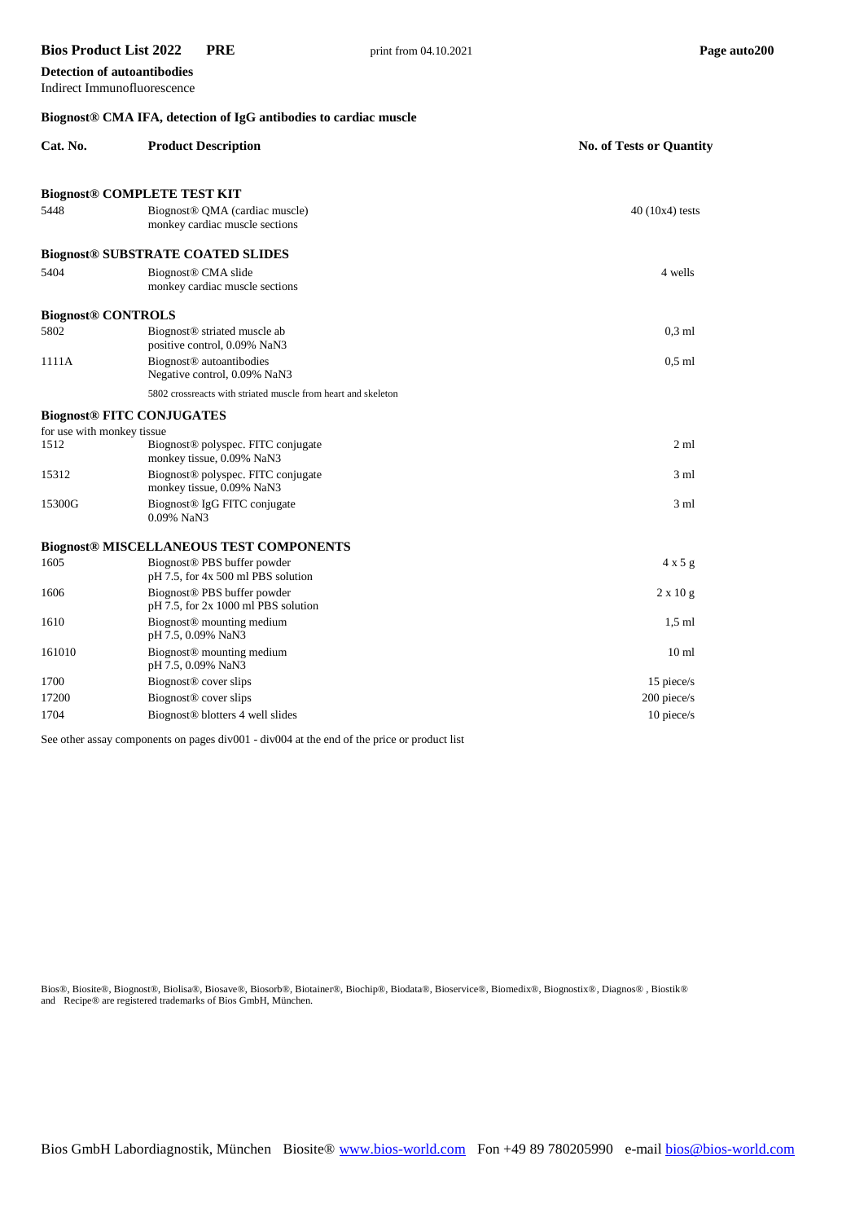**Detection of autoantibodies**
Indirect Immunofluorescence

## Biognost® CMA IFA, detection of IgG antibodies to cardiac muscle

| Cat. No. | Product Description | No. of Tests or Quantity |
|---|---|---|
| **Biognost® COMPLETE TEST KIT** | | |
| 5448 | Biognost® QMA (cardiac muscle)<br>monkey cardiac muscle sections | 40 (10x4) tests |
| **Biognost® SUBSTRATE COATED SLIDES** | | |
| 5404 | Biognost® CMA slide<br>monkey cardiac muscle sections | 4 wells |
| **Biognost® CONTROLS** | | |
| 5802 | Biognost® striated muscle ab<br>positive control, 0.09% NaN3 | 0,3 ml |
| 1111A | Biognost® autoantibodies<br>Negative control, 0.09% NaN3 | 0,5 ml |
| | 5802 crossreacts with striated muscle from heart and skeleton | |
| **Biognost® FITC CONJUGATES** | | |
| for use with monkey tissue | | |
| 1512 | Biognost® polyspec. FITC conjugate<br>monkey tissue, 0.09% NaN3 | 2 ml |
| 15312 | Biognost® polyspec. FITC conjugate<br>monkey tissue, 0.09% NaN3 | 3 ml |
| 15300G | Biognost® IgG FITC conjugate<br>0.09% NaN3 | 3 ml |
| **Biognost® MISCELLANEOUS TEST COMPONENTS** | | |
| 1605 | Biognost® PBS buffer powder<br>pH 7.5, for 4x 500 ml PBS solution | 4 x 5 g |
| 1606 | Biognost® PBS buffer powder<br>pH 7.5, for 2x 1000 ml PBS solution | 2 x 10 g |
| 1610 | Biognost® mounting medium<br>pH 7.5, 0.09% NaN3 | 1,5 ml |
| 161010 | Biognost® mounting medium<br>pH 7.5, 0.09% NaN3 | 10 ml |
| 1700 | Biognost® cover slips | 15 piece/s |
| 17200 | Biognost® cover slips | 200 piece/s |
| 1704 | Biognost® blotters 4 well slides | 10 piece/s |

See other assay components on pages div001 - div004 at the end of the price or product list

Bios®, Biosite®, Biognost®, Biolisa®, Biosave®, Biosorb®, Biotainer®, Biochip®, Biodata®, Bioservice®, Biomedix®, Biognostix®, Diagnos® , Biostik® and Recipe® are registered trademarks of Bios GmbH, München.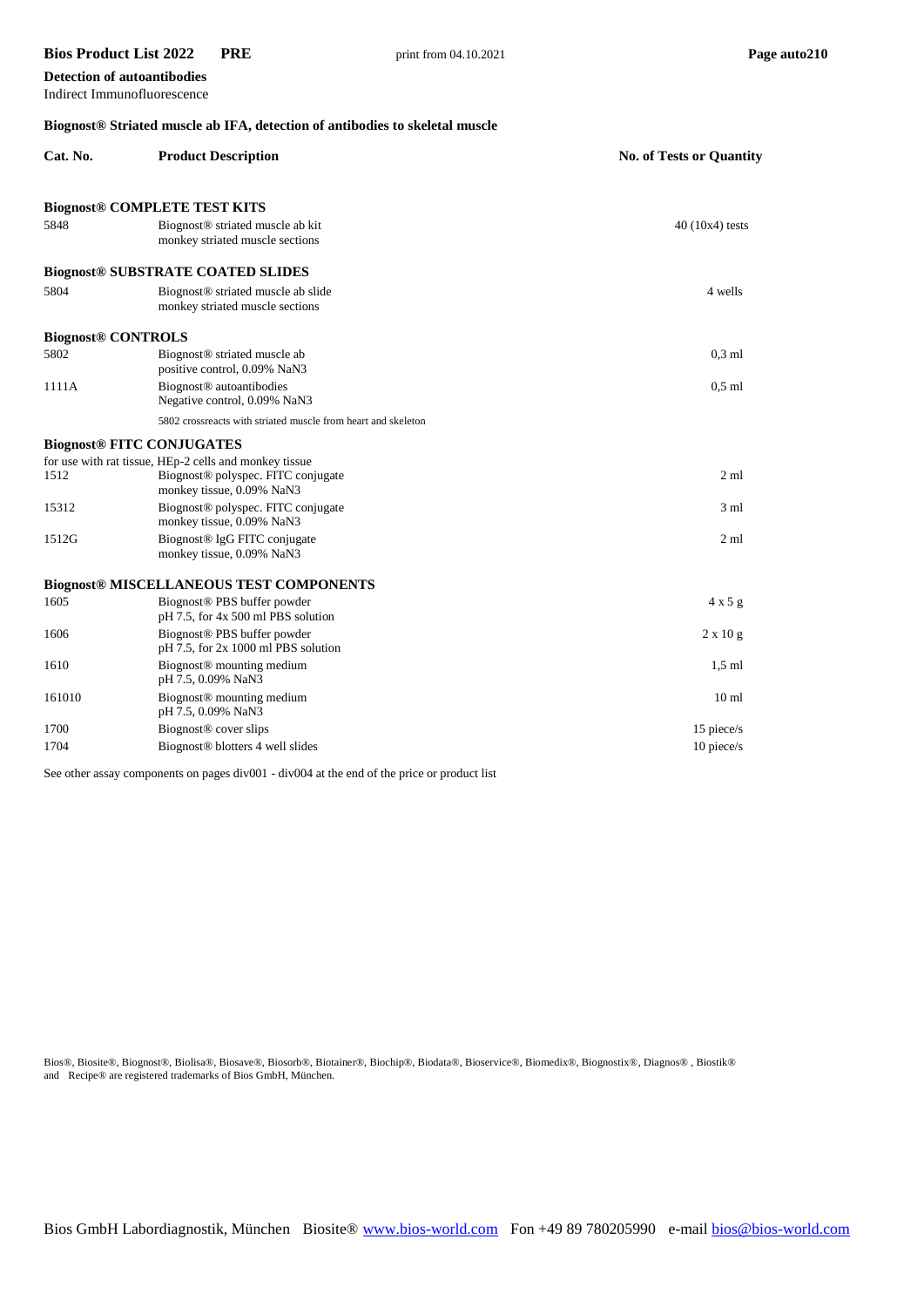**Detection of autoantibodies**
Indirect Immunofluorescence

### Biognost® Striated muscle ab IFA, detection of antibodies to skeletal muscle

| Cat. No. | Product Description | No. of Tests or Quantity |
|---|---|---|
| **Biognost® COMPLETE TEST KITS** | | |
| 5848 | Biognost® striated muscle ab kit<br>monkey striated muscle sections | 40 (10x4) tests |
| **Biognost® SUBSTRATE COATED SLIDES** | | |
| 5804 | Biognost® striated muscle ab slide<br>monkey striated muscle sections | 4 wells |
| **Biognost® CONTROLS** | | |
| 5802 | Biognost® striated muscle ab<br>positive control, 0.09% NaN3 | 0,3 ml |
| 1111A | Biognost® autoantibodies<br>Negative control, 0.09% NaN3 | 0,5 ml |
| | 5802 crossreacts with striated muscle from heart and skeleton | |
| **Biognost® FITC CONJUGATES** | | |
| | for use with rat tissue, HEp-2 cells and monkey tissue | |
| 1512 | Biognost® polyspec. FITC conjugate<br>monkey tissue, 0.09% NaN3 | 2 ml |
| 15312 | Biognost® polyspec. FITC conjugate<br>monkey tissue, 0.09% NaN3 | 3 ml |
| 1512G | Biognost® IgG FITC conjugate<br>monkey tissue, 0.09% NaN3 | 2 ml |
| **Biognost® MISCELLANEOUS TEST COMPONENTS** | | |
| 1605 | Biognost® PBS buffer powder<br>pH 7.5, for 4x 500 ml PBS solution | 4 x 5 g |
| 1606 | Biognost® PBS buffer powder<br>pH 7.5, for 2x 1000 ml PBS solution | 2 x 10 g |
| 1610 | Biognost® mounting medium<br>pH 7.5, 0.09% NaN3 | 1,5 ml |
| 161010 | Biognost® mounting medium<br>pH 7.5, 0.09% NaN3 | 10 ml |
| 1700 | Biognost® cover slips | 15 piece/s |
| 1704 | Biognost® blotters 4 well slides | 10 piece/s |

See other assay components on pages div001 - div004 at the end of the price or product list

Bios®, Biosite®, Biognost®, Biolisa®, Biosave®, Biosorb®, Biotainer®, Biochip®, Biodata®, Bioservice®, Biomedix®, Biognostix®, Diagnos® , Biostik® and Recipe® are registered trademarks of Bios GmbH, München.